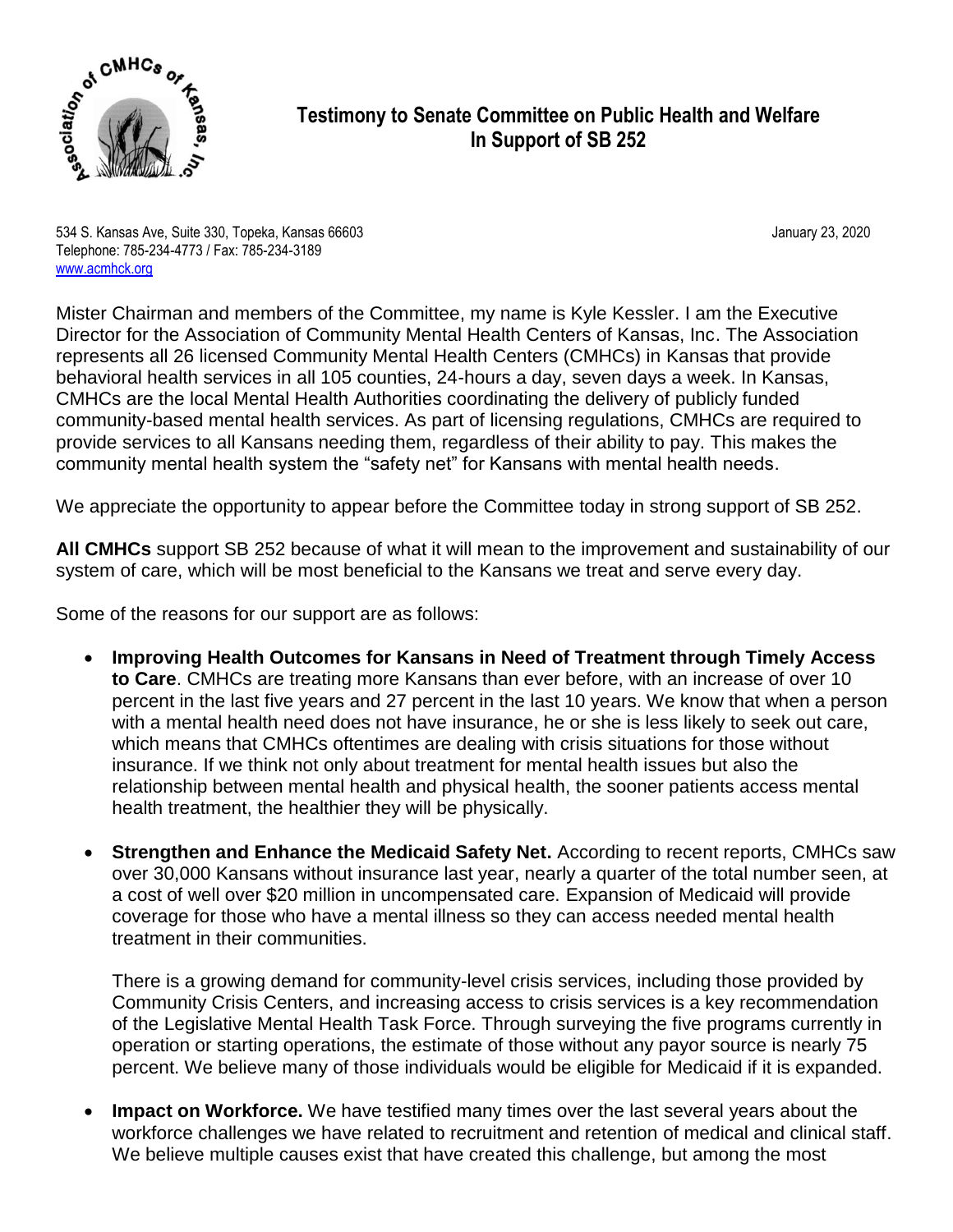# Testimony to Senate Committee on Public Health and Welfare In Support of SB 252

534 S. Kansas Ave, Suite 330, Topeka, Kansas 66603
Telephone: 785-234-4773 / Fax: 785-234-3189
www.acmhck.org

January 23, 2020

Mister Chairman and members of the Committee, my name is Kyle Kessler. I am the Executive Director for the Association of Community Mental Health Centers of Kansas, Inc. The Association represents all 26 licensed Community Mental Health Centers (CMHCs) in Kansas that provide behavioral health services in all 105 counties, 24-hours a day, seven days a week. In Kansas, CMHCs are the local Mental Health Authorities coordinating the delivery of publicly funded community-based mental health services. As part of licensing regulations, CMHCs are required to provide services to all Kansans needing them, regardless of their ability to pay. This makes the community mental health system the "safety net" for Kansans with mental health needs.

We appreciate the opportunity to appear before the Committee today in strong support of SB 252.

**All CMHCs** support SB 252 because of what it will mean to the improvement and sustainability of our system of care, which will be most beneficial to the Kansans we treat and serve every day.

Some of the reasons for our support are as follows:

- **Improving Health Outcomes for Kansans in Need of Treatment through Timely Access to Care**. CMHCs are treating more Kansans than ever before, with an increase of over 10 percent in the last five years and 27 percent in the last 10 years. We know that when a person with a mental health need does not have insurance, he or she is less likely to seek out care, which means that CMHCs oftentimes are dealing with crisis situations for those without insurance. If we think not only about treatment for mental health issues but also the relationship between mental health and physical health, the sooner patients access mental health treatment, the healthier they will be physically.

- **Strengthen and Enhance the Medicaid Safety Net.** According to recent reports, CMHCs saw over 30,000 Kansans without insurance last year, nearly a quarter of the total number seen, at a cost of well over $20 million in uncompensated care. Expansion of Medicaid will provide coverage for those who have a mental illness so they can access needed mental health treatment in their communities.

  There is a growing demand for community-level crisis services, including those provided by Community Crisis Centers, and increasing access to crisis services is a key recommendation of the Legislative Mental Health Task Force. Through surveying the five programs currently in operation or starting operations, the estimate of those without any payor source is nearly 75 percent. We believe many of those individuals would be eligible for Medicaid if it is expanded.

- **Impact on Workforce.** We have testified many times over the last several years about the workforce challenges we have related to recruitment and retention of medical and clinical staff. We believe multiple causes exist that have created this challenge, but among the most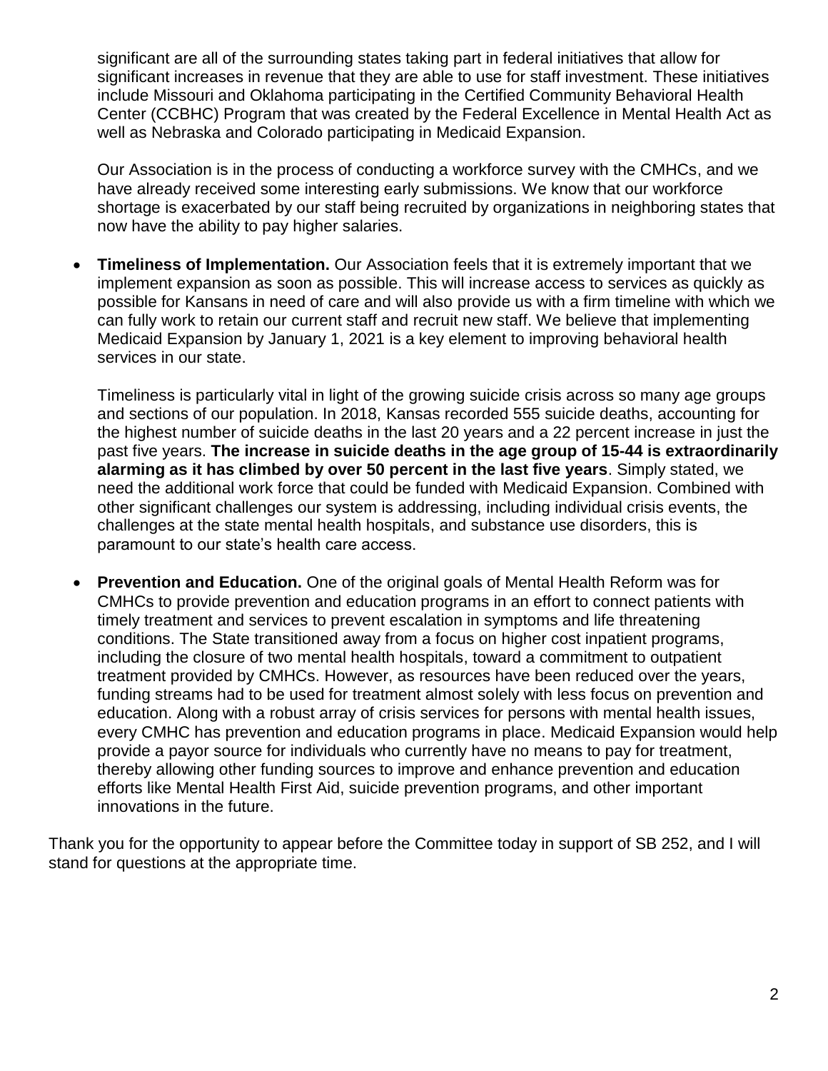significant are all of the surrounding states taking part in federal initiatives that allow for significant increases in revenue that they are able to use for staff investment. These initiatives include Missouri and Oklahoma participating in the Certified Community Behavioral Health Center (CCBHC) Program that was created by the Federal Excellence in Mental Health Act as well as Nebraska and Colorado participating in Medicaid Expansion.

Our Association is in the process of conducting a workforce survey with the CMHCs, and we have already received some interesting early submissions. We know that our workforce shortage is exacerbated by our staff being recruited by organizations in neighboring states that now have the ability to pay higher salaries.

- **Timeliness of Implementation.** Our Association feels that it is extremely important that we implement expansion as soon as possible. This will increase access to services as quickly as possible for Kansans in need of care and will also provide us with a firm timeline with which we can fully work to retain our current staff and recruit new staff. We believe that implementing Medicaid Expansion by January 1, 2021 is a key element to improving behavioral health services in our state.

  Timeliness is particularly vital in light of the growing suicide crisis across so many age groups and sections of our population. In 2018, Kansas recorded 555 suicide deaths, accounting for the highest number of suicide deaths in the last 20 years and a 22 percent increase in just the past five years. **The increase in suicide deaths in the age group of 15-44 is extraordinarily alarming as it has climbed by over 50 percent in the last five years**. Simply stated, we need the additional work force that could be funded with Medicaid Expansion. Combined with other significant challenges our system is addressing, including individual crisis events, the challenges at the state mental health hospitals, and substance use disorders, this is paramount to our state's health care access.

- **Prevention and Education.** One of the original goals of Mental Health Reform was for CMHCs to provide prevention and education programs in an effort to connect patients with timely treatment and services to prevent escalation in symptoms and life threatening conditions. The State transitioned away from a focus on higher cost inpatient programs, including the closure of two mental health hospitals, toward a commitment to outpatient treatment provided by CMHCs. However, as resources have been reduced over the years, funding streams had to be used for treatment almost solely with less focus on prevention and education. Along with a robust array of crisis services for persons with mental health issues, every CMHC has prevention and education programs in place. Medicaid Expansion would help provide a payor source for individuals who currently have no means to pay for treatment, thereby allowing other funding sources to improve and enhance prevention and education efforts like Mental Health First Aid, suicide prevention programs, and other important innovations in the future.

Thank you for the opportunity to appear before the Committee today in support of SB 252, and I will stand for questions at the appropriate time.